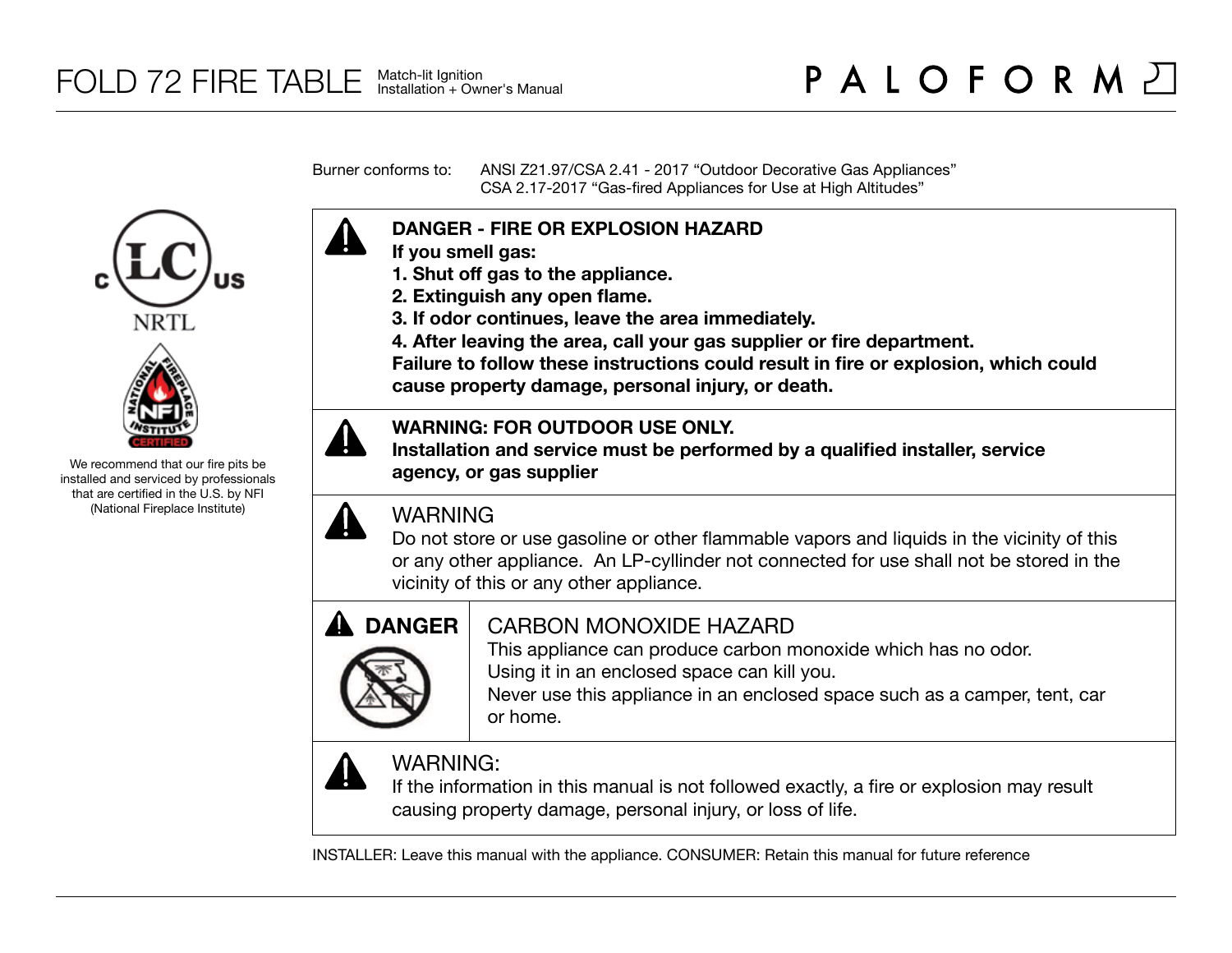# FOLD 72 FIRE TABLE

Match-lit Ignition
Installation + Owner's Manual

PALOFORM

Burner conforms to: ANSI Z21.97/CSA 2.41 - 2017 "Outdoor Decorative Gas Appliances"
CSA 2.17-2017 "Gas-fired Appliances for Use at High Altitudes"

c LC us
NRTL

NATIONAL FIREPLACE INSTITUTE NFI CERTIFIED

We recommend that our fire pits be installed and serviced by professionals that are certified in the U.S. by NFI (National Fireplace Institute)

**DANGER - FIRE OR EXPLOSION HAZARD**
**If you smell gas:**
**1. Shut off gas to the appliance.**
**2. Extinguish any open flame.**
**3. If odor continues, leave the area immediately.**
**4. After leaving the area, call your gas supplier or fire department.**
**Failure to follow these instructions could result in fire or explosion, which could cause property damage, personal injury, or death.**

**WARNING: FOR OUTDOOR USE ONLY.**
**Installation and service must be performed by a qualified installer, service agency, or gas supplier**

WARNING
Do not store or use gasoline or other flammable vapors and liquids in the vicinity of this or any other appliance. An LP-cyllinder not connected for use shall not be stored in the vicinity of this or any other appliance.

**DANGER**

CARBON MONOXIDE HAZARD
This appliance can produce carbon monoxide which has no odor.
Using it in an enclosed space can kill you.
Never use this appliance in an enclosed space such as a camper, tent, car or home.

WARNING:
If the information in this manual is not followed exactly, a fire or explosion may result causing property damage, personal injury, or loss of life.

INSTALLER: Leave this manual with the appliance. CONSUMER: Retain this manual for future reference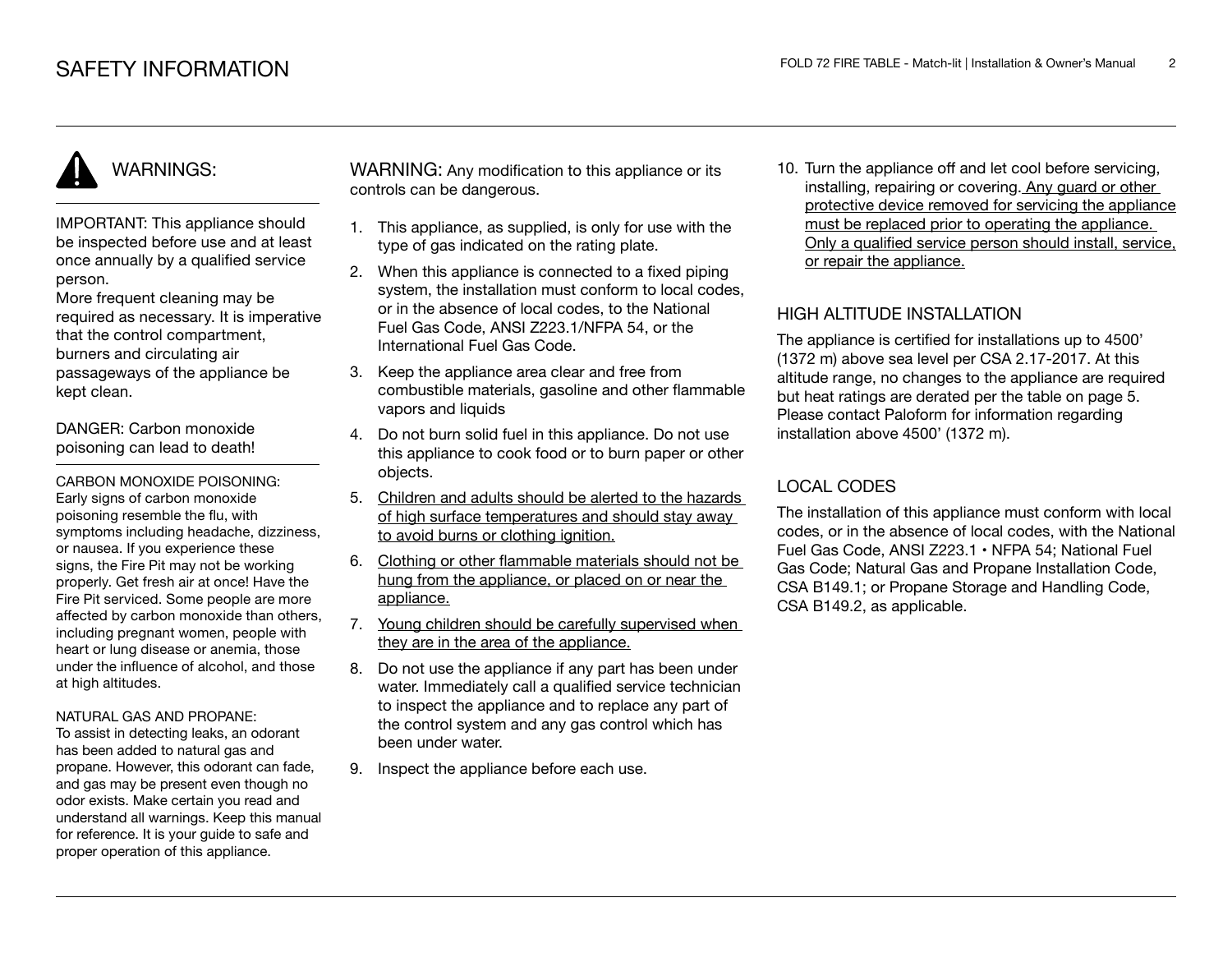# SAFETY INFORMATION

## WARNINGS:

IMPORTANT: This appliance should be inspected before use and at least once annually by a qualified service person.
More frequent cleaning may be required as necessary. It is imperative that the control compartment, burners and circulating air passageways of the appliance be kept clean.

DANGER: Carbon monoxide poisoning can lead to death!

CARBON MONOXIDE POISONING:
Early signs of carbon monoxide poisoning resemble the flu, with symptoms including headache, dizziness, or nausea. If you experience these signs, the Fire Pit may not be working properly. Get fresh air at once! Have the Fire Pit serviced. Some people are more affected by carbon monoxide than others, including pregnant women, people with heart or lung disease or anemia, those under the influence of alcohol, and those at high altitudes.

NATURAL GAS AND PROPANE:
To assist in detecting leaks, an odorant has been added to natural gas and propane. However, this odorant can fade, and gas may be present even though no odor exists. Make certain you read and understand all warnings. Keep this manual for reference. It is your guide to safe and proper operation of this appliance.

WARNING: Any modification to this appliance or its controls can be dangerous.

1. This appliance, as supplied, is only for use with the type of gas indicated on the rating plate.
2. When this appliance is connected to a fixed piping system, the installation must conform to local codes, or in the absence of local codes, to the National Fuel Gas Code, ANSI Z223.1/NFPA 54, or the International Fuel Gas Code.
3. Keep the appliance area clear and free from combustible materials, gasoline and other flammable vapors and liquids
4. Do not burn solid fuel in this appliance. Do not use this appliance to cook food or to burn paper or other objects.
5. Children and adults should be alerted to the hazards of high surface temperatures and should stay away to avoid burns or clothing ignition.
6. Clothing or other flammable materials should not be hung from the appliance, or placed on or near the appliance.
7. Young children should be carefully supervised when they are in the area of the appliance.
8. Do not use the appliance if any part has been under water. Immediately call a qualified service technician to inspect the appliance and to replace any part of the control system and any gas control which has been under water.
9. Inspect the appliance before each use.
10. Turn the appliance off and let cool before servicing, installing, repairing or covering. Any guard or other protective device removed for servicing the appliance must be replaced prior to operating the appliance. Only a qualified service person should install, service, or repair the appliance.

## HIGH ALTITUDE INSTALLATION

The appliance is certified for installations up to 4500' (1372 m) above sea level per CSA 2.17-2017. At this altitude range, no changes to the appliance are required but heat ratings are derated per the table on page 5. Please contact Paloform for information regarding installation above 4500' (1372 m).

## LOCAL CODES

The installation of this appliance must conform with local codes, or in the absence of local codes, with the National Fuel Gas Code, ANSI Z223.1 • NFPA 54; National Fuel Gas Code; Natural Gas and Propane Installation Code, CSA B149.1; or Propane Storage and Handling Code, CSA B149.2, as applicable.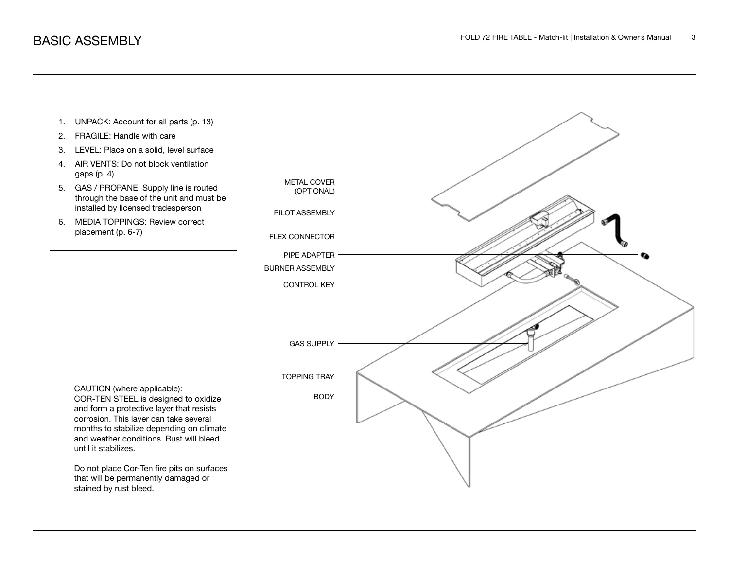# BASIC ASSEMBLY

1. UNPACK: Account for all parts (p. 13)
2. FRAGILE: Handle with care
3. LEVEL: Place on a solid, level surface
4. AIR VENTS: Do not block ventilation gaps (p. 4)
5. GAS / PROPANE: Supply line is routed through the base of the unit and must be installed by licensed tradesperson
6. MEDIA TOPPINGS: Review correct placement (p. 6-7)

METAL COVER (OPTIONAL)

PILOT ASSEMBLY

FLEX CONNECTOR

PIPE ADAPTER

BURNER ASSEMBLY

CONTROL KEY

GAS SUPPLY

TOPPING TRAY

BODY

CAUTION (where applicable):
COR-TEN STEEL is designed to oxidize and form a protective layer that resists corrosion. This layer can take several months to stabilize depending on climate and weather conditions. Rust will bleed until it stabilizes.

Do not place Cor-Ten fire pits on surfaces that will be permanently damaged or stained by rust bleed.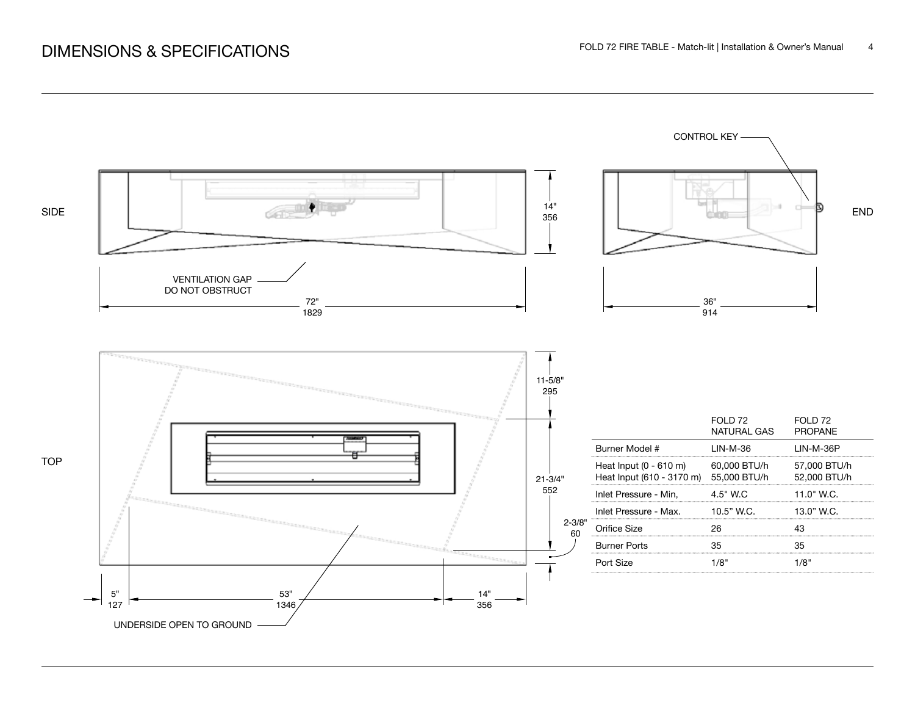# DIMENSIONS & SPECIFICATIONS

SIDE

VENTILATION GAP DO NOT OBSTRUCT

14" 356

72" 1829

CONTROL KEY

END

36" 914

TOP

11-5/8" 295

21-3/4" 552

2-3/8" 60

5" 127

53" 1346

14" 356

UNDERSIDE OPEN TO GROUND

| | FOLD 72 NATURAL GAS | FOLD 72 PROPANE |
|---|---|---|
| Burner Model # | LIN-M-36 | LIN-M-36P |
| Heat Input (0 - 610 m)<br>Heat Input (610 - 3170 m) | 60,000 BTU/h<br>55,000 BTU/h | 57,000 BTU/h<br>52,000 BTU/h |
| Inlet Pressure - Min, | 4.5" W.C | 11.0" W.C. |
| Inlet Pressure - Max. | 10.5" W.C. | 13.0" W.C. |
| Orifice Size | 26 | 43 |
| Burner Ports | 35 | 35 |
| Port Size | 1/8" | 1/8" |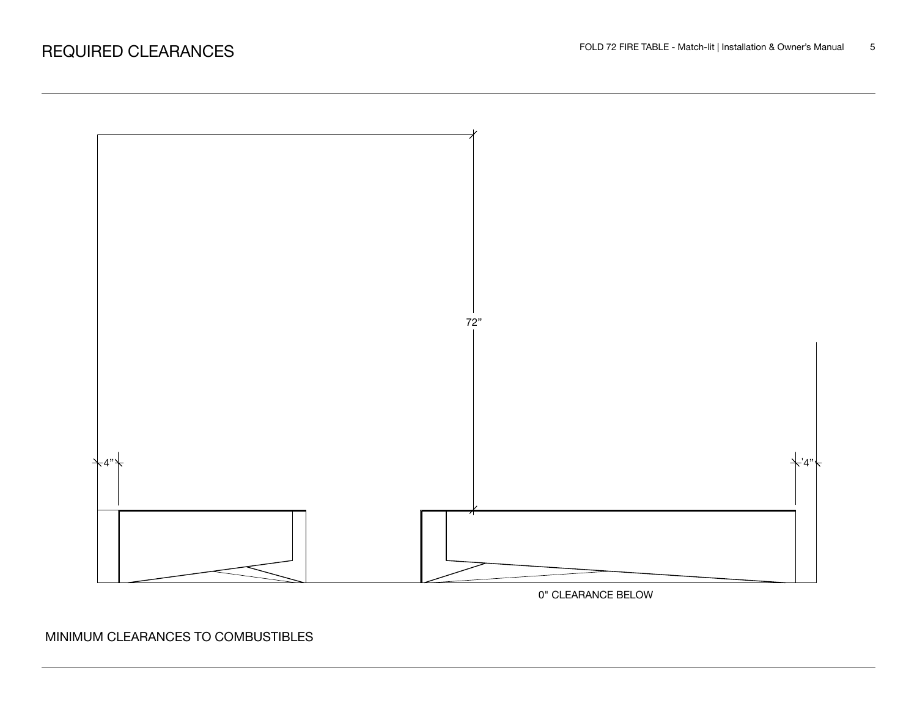# REQUIRED CLEARANCES

72”

4”

4”

0" CLEARANCE BELOW

MINIMUM CLEARANCES TO COMBUSTIBLES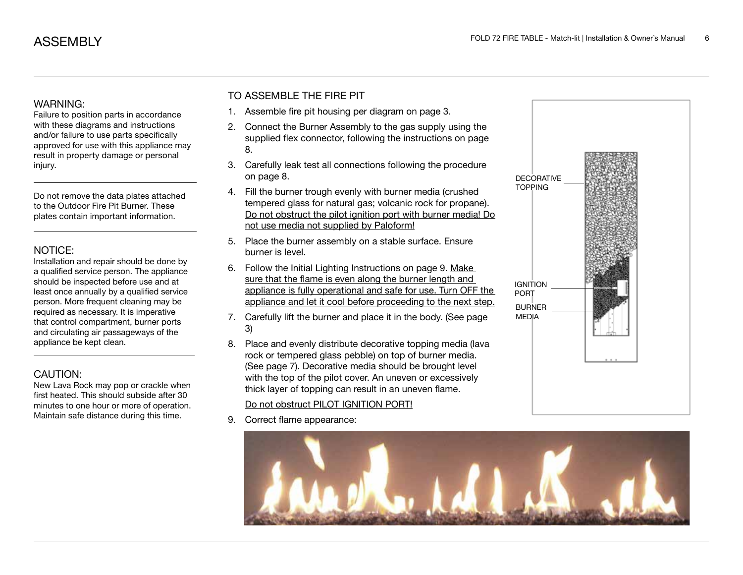# ASSEMBLY

### WARNING:

Failure to position parts in accordance with these diagrams and instructions and/or failure to use parts specifically approved for use with this appliance may result in property damage or personal injury.

---

Do not remove the data plates attached to the Outdoor Fire Pit Burner. These plates contain important information.

---

### NOTICE:

Installation and repair should be done by a qualified service person. The appliance should be inspected before use and at least once annually by a qualified service person. More frequent cleaning may be required as necessary. It is imperative that control compartment, burner ports and circulating air passageways of the appliance be kept clean.

---

### CAUTION:

New Lava Rock may pop or crackle when first heated. This should subside after 30 minutes to one hour or more of operation. Maintain safe distance during this time.

## TO ASSEMBLE THE FIRE PIT

1. Assemble fire pit housing per diagram on page 3.
2. Connect the Burner Assembly to the gas supply using the supplied flex connector, following the instructions on page 8.
3. Carefully leak test all connections following the procedure on page 8.
4. Fill the burner trough evenly with burner media (crushed tempered glass for natural gas; volcanic rock for propane). Do not obstruct the pilot ignition port with burner media! Do not use media not supplied by Paloform!
5. Place the burner assembly on a stable surface. Ensure burner is level.
6. Follow the Initial Lighting Instructions on page 9. Make sure that the flame is even along the burner length and appliance is fully operational and safe for use. Turn OFF the appliance and let it cool before proceeding to the next step.
7. Carefully lift the burner and place it in the body. (See page 3)
8. Place and evenly distribute decorative topping media (lava rock or tempered glass pebble) on top of burner media. (See page 7). Decorative media should be brought level with the top of the pilot cover. An uneven or excessively thick layer of topping can result in an uneven flame.

   Do not obstruct PILOT IGNITION PORT!
9. Correct flame appearance:

DECORATIVE TOPPING

IGNITION PORT

BURNER MEDIA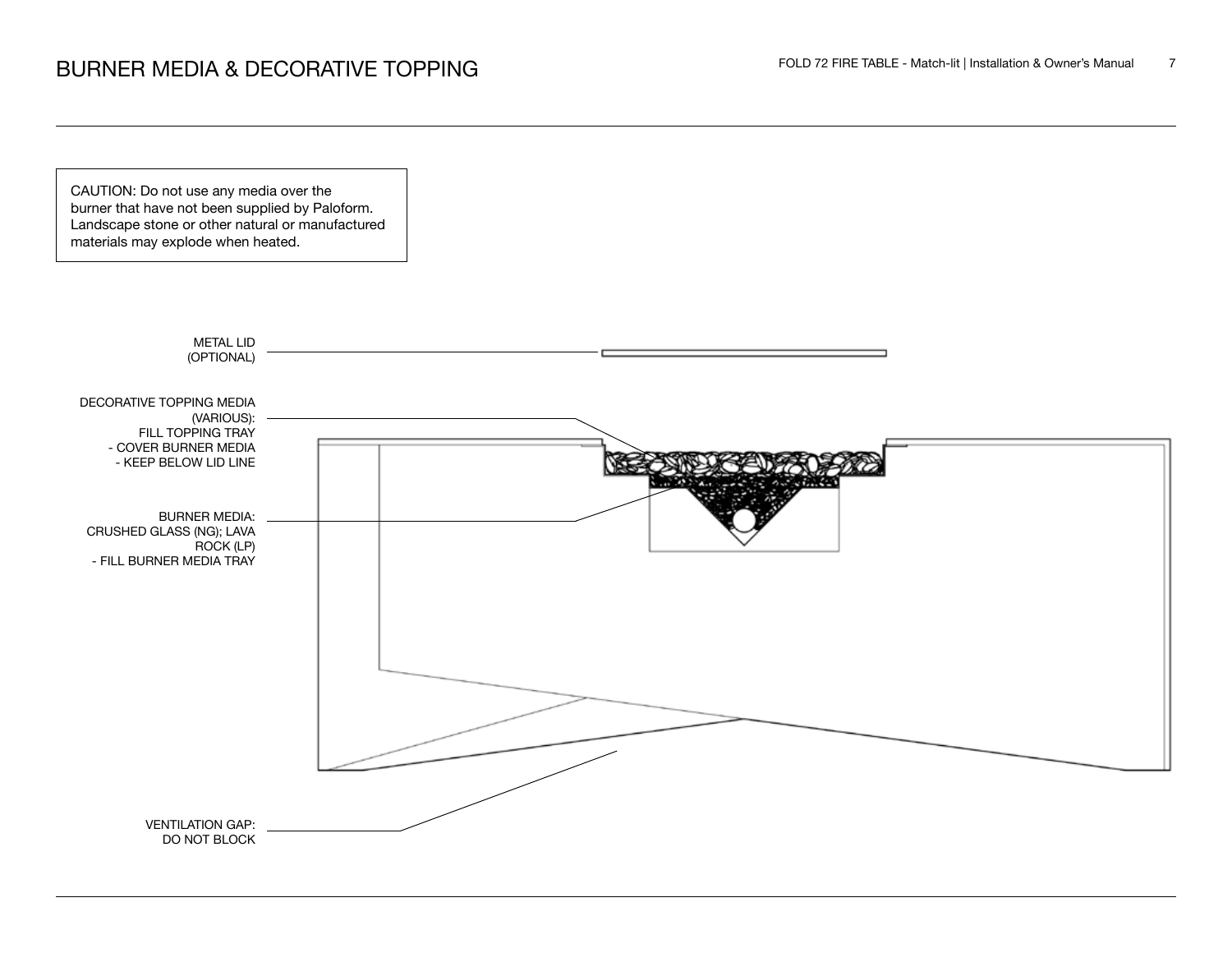# BURNER MEDIA & DECORATIVE TOPPING

CAUTION: Do not use any media over the burner that have not been supplied by Paloform. Landscape stone or other natural or manufactured materials may explode when heated.

METAL LID (OPTIONAL)

DECORATIVE TOPPING MEDIA (VARIOUS): FILL TOPPING TRAY
- COVER BURNER MEDIA
- KEEP BELOW LID LINE

BURNER MEDIA: CRUSHED GLASS (NG); LAVA ROCK (LP)
- FILL BURNER MEDIA TRAY

VENTILATION GAP: DO NOT BLOCK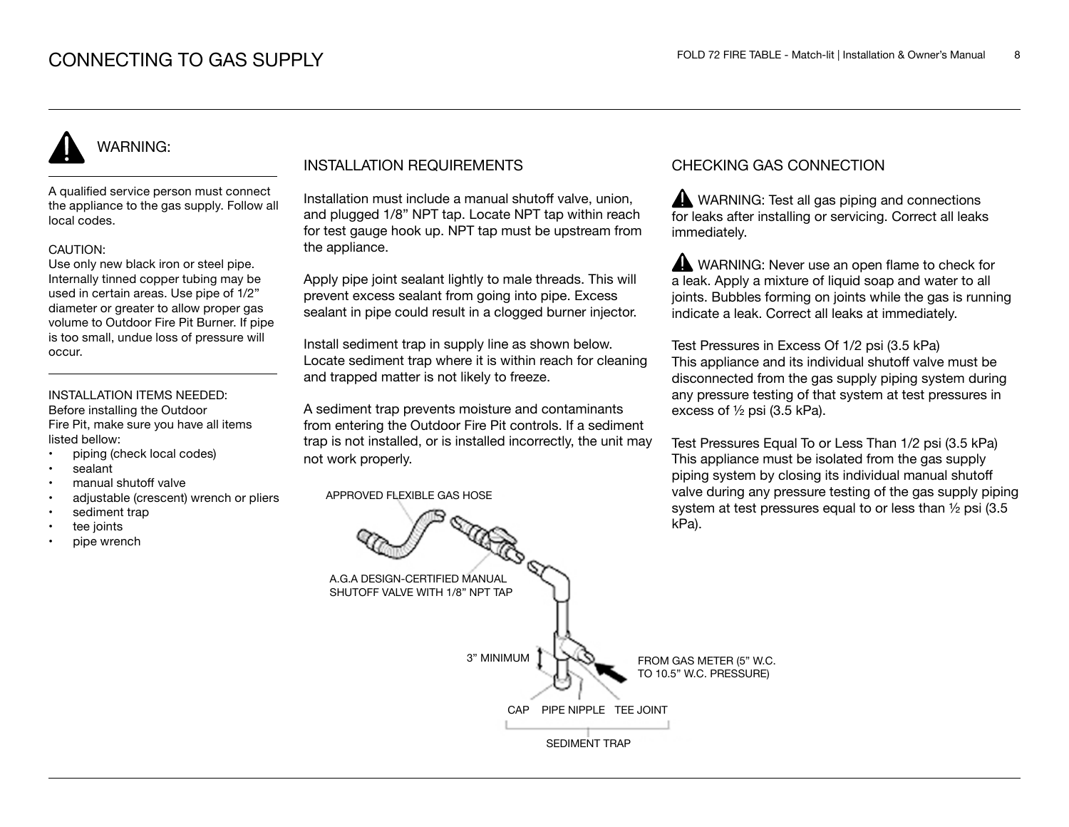# CONNECTING TO GAS SUPPLY

## ⚠ WARNING:

A qualified service person must connect the appliance to the gas supply. Follow all local codes.

CAUTION:
Use only new black iron or steel pipe. Internally tinned copper tubing may be used in certain areas. Use pipe of 1/2" diameter or greater to allow proper gas volume to Outdoor Fire Pit Burner. If pipe is too small, undue loss of pressure will occur.

INSTALLATION ITEMS NEEDED:
Before installing the Outdoor Fire Pit, make sure you have all items listed bellow:

- piping (check local codes)
- sealant
- manual shutoff valve
- adjustable (crescent) wrench or pliers
- sediment trap
- tee joints
- pipe wrench

## INSTALLATION REQUIREMENTS

Installation must include a manual shutoff valve, union, and plugged 1/8" NPT tap. Locate NPT tap within reach for test gauge hook up. NPT tap must be upstream from the appliance.

Apply pipe joint sealant lightly to male threads. This will prevent excess sealant from going into pipe. Excess sealant in pipe could result in a clogged burner injector.

Install sediment trap in supply line as shown below. Locate sediment trap where it is within reach for cleaning and trapped matter is not likely to freeze.

A sediment trap prevents moisture and contaminants from entering the Outdoor Fire Pit controls. If a sediment trap is not installed, or is installed incorrectly, the unit may not work properly.

APPROVED FLEXIBLE GAS HOSE

A.G.A DESIGN-CERTIFIED MANUAL SHUTOFF VALVE WITH 1/8" NPT TAP

3" MINIMUM

FROM GAS METER (5" W.C. TO 10.5" W.C. PRESSURE)

CAP PIPE NIPPLE TEE JOINT

SEDIMENT TRAP

## CHECKING GAS CONNECTION

⚠ WARNING: Test all gas piping and connections for leaks after installing or servicing. Correct all leaks immediately.

⚠ WARNING: Never use an open flame to check for a leak. Apply a mixture of liquid soap and water to all joints. Bubbles forming on joints while the gas is running indicate a leak. Correct all leaks at immediately.

Test Pressures in Excess Of 1/2 psi (3.5 kPa)
This appliance and its individual shutoff valve must be disconnected from the gas supply piping system during any pressure testing of that system at test pressures in excess of ½ psi (3.5 kPa).

Test Pressures Equal To or Less Than 1/2 psi (3.5 kPa)
This appliance must be isolated from the gas supply piping system by closing its individual manual shutoff valve during any pressure testing of the gas supply piping system at test pressures equal to or less than ½ psi (3.5 kPa).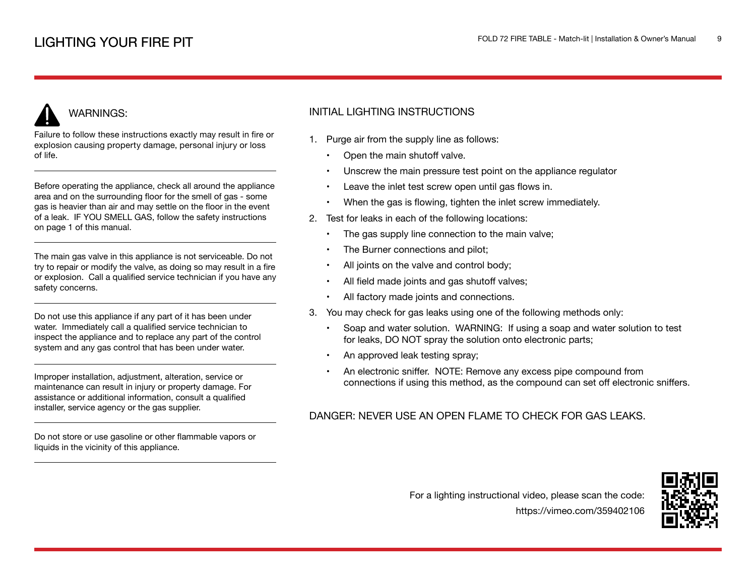# LIGHTING YOUR FIRE PIT

## WARNINGS:

Failure to follow these instructions exactly may result in fire or explosion causing property damage, personal injury or loss of life.

Before operating the appliance, check all around the appliance area and on the surrounding floor for the smell of gas - some gas is heavier than air and may settle on the floor in the event of a leak. IF YOU SMELL GAS, follow the safety instructions on page 1 of this manual.

The main gas valve in this appliance is not serviceable. Do not try to repair or modify the valve, as doing so may result in a fire or explosion. Call a qualified service technician if you have any safety concerns.

Do not use this appliance if any part of it has been under water. Immediately call a qualified service technician to inspect the appliance and to replace any part of the control system and any gas control that has been under water.

Improper installation, adjustment, alteration, service or maintenance can result in injury or property damage. For assistance or additional information, consult a qualified installer, service agency or the gas supplier.

Do not store or use gasoline or other flammable vapors or liquids in the vicinity of this appliance.

## INITIAL LIGHTING INSTRUCTIONS

1. Purge air from the supply line as follows:
   - Open the main shutoff valve.
   - Unscrew the main pressure test point on the appliance regulator
   - Leave the inlet test screw open until gas flows in.
   - When the gas is flowing, tighten the inlet screw immediately.
2. Test for leaks in each of the following locations:
   - The gas supply line connection to the main valve;
   - The Burner connections and pilot;
   - All joints on the valve and control body;
   - All field made joints and gas shutoff valves;
   - All factory made joints and connections.
3. You may check for gas leaks using one of the following methods only:
   - Soap and water solution. WARNING: If using a soap and water solution to test for leaks, DO NOT spray the solution onto electronic parts;
   - An approved leak testing spray;
   - An electronic sniffer. NOTE: Remove any excess pipe compound from connections if using this method, as the compound can set off electronic sniffers.

DANGER: NEVER USE AN OPEN FLAME TO CHECK FOR GAS LEAKS.

For a lighting instructional video, please scan the code:
https://vimeo.com/359402106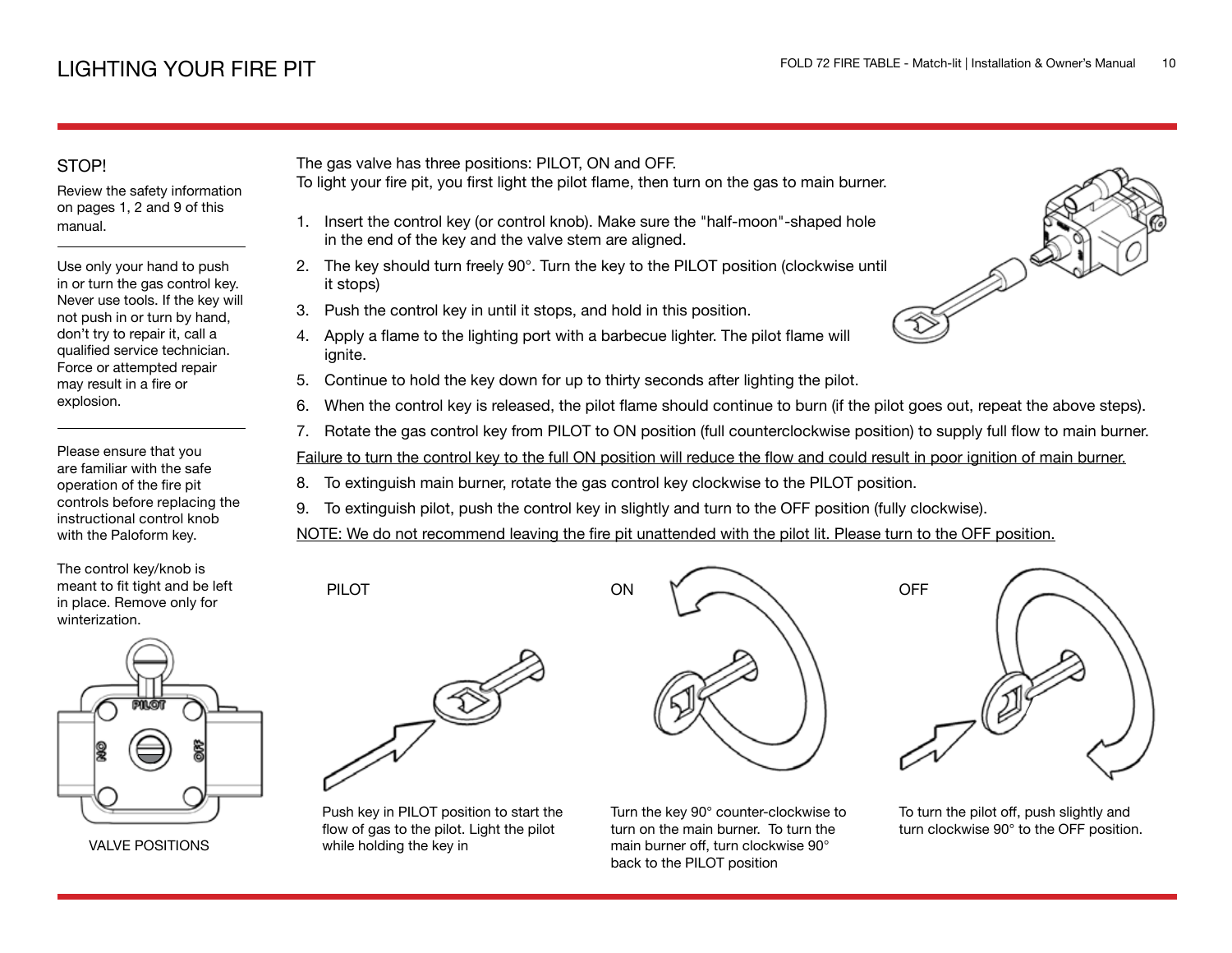# LIGHTING YOUR FIRE PIT

## STOP!

Review the safety information on pages 1, 2 and 9 of this manual.

Use only your hand to push in or turn the gas control key. Never use tools. If the key will not push in or turn by hand, don't try to repair it, call a qualified service technician. Force or attempted repair may result in a fire or explosion.

Please ensure that you are familiar with the safe operation of the fire pit controls before replacing the instructional control knob with the Paloform key.

The control key/knob is meant to fit tight and be left in place. Remove only for winterization.

PILOT

ON

OFF

VALVE POSITIONS

The gas valve has three positions: PILOT, ON and OFF.
To light your fire pit, you first light the pilot flame, then turn on the gas to main burner.

1. Insert the control key (or control knob). Make sure the "half-moon"-shaped hole in the end of the key and the valve stem are aligned.
2. The key should turn freely 90°. Turn the key to the PILOT position (clockwise until it stops)
3. Push the control key in until it stops, and hold in this position.
4. Apply a flame to the lighting port with a barbecue lighter. The pilot flame will ignite.
5. Continue to hold the key down for up to thirty seconds after lighting the pilot.
6. When the control key is released, the pilot flame should continue to burn (if the pilot goes out, repeat the above steps).
7. Rotate the gas control key from PILOT to ON position (full counterclockwise position) to supply full flow to main burner.

<u>Failure to turn the control key to the full ON position will reduce the flow and could result in poor ignition of main burner.</u>

8. To extinguish main burner, rotate the gas control key clockwise to the PILOT position.
9. To extinguish pilot, push the control key in slightly and turn to the OFF position (fully clockwise).

<u>NOTE: We do not recommend leaving the fire pit unattended with the pilot lit. Please turn to the OFF position.</u>

**PILOT**

Push key in PILOT position to start the flow of gas to the pilot. Light the pilot while holding the key in

**ON**

Turn the key 90° counter-clockwise to turn on the main burner. To turn the main burner off, turn clockwise 90° back to the PILOT position

**OFF**

To turn the pilot off, push slightly and turn clockwise 90° to the OFF position.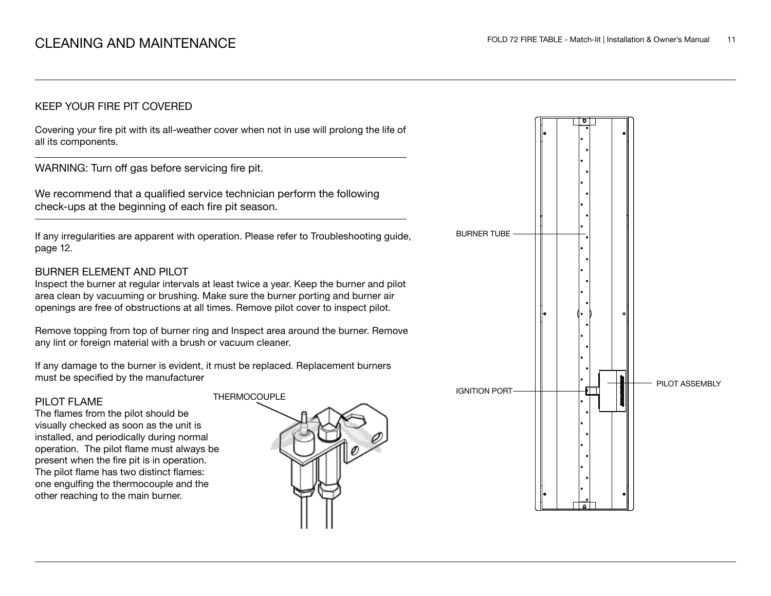# CLEANING AND MAINTENANCE

## KEEP YOUR FIRE PIT COVERED

Covering your fire pit with its all-weather cover when not in use will prolong the life of all its components.

WARNING: Turn off gas before servicing fire pit.

We recommend that a qualified service technician perform the following check-ups at the beginning of each fire pit season.

If any irregularities are apparent with operation. Please refer to Troubleshooting guide, page 12.

## BURNER ELEMENT AND PILOT

Inspect the burner at regular intervals at least twice a year. Keep the burner and pilot area clean by vacuuming or brushing. Make sure the burner porting and burner air openings are free of obstructions at all times. Remove pilot cover to inspect pilot.

Remove topping from top of burner ring and Inspect area around the burner. Remove any lint or foreign material with a brush or vacuum cleaner.

If any damage to the burner is evident, it must be replaced. Replacement burners must be specified by the manufacturer

## PILOT FLAME

The flames from the pilot should be visually checked as soon as the unit is installed, and periodically during normal operation. The pilot flame must always be present when the fire pit is in operation. The pilot flame has two distinct flames: one engulfing the thermocouple and the other reaching to the main burner.

THERMOCOUPLE

BURNER TUBE

IGNITION PORT

PILOT ASSEMBLY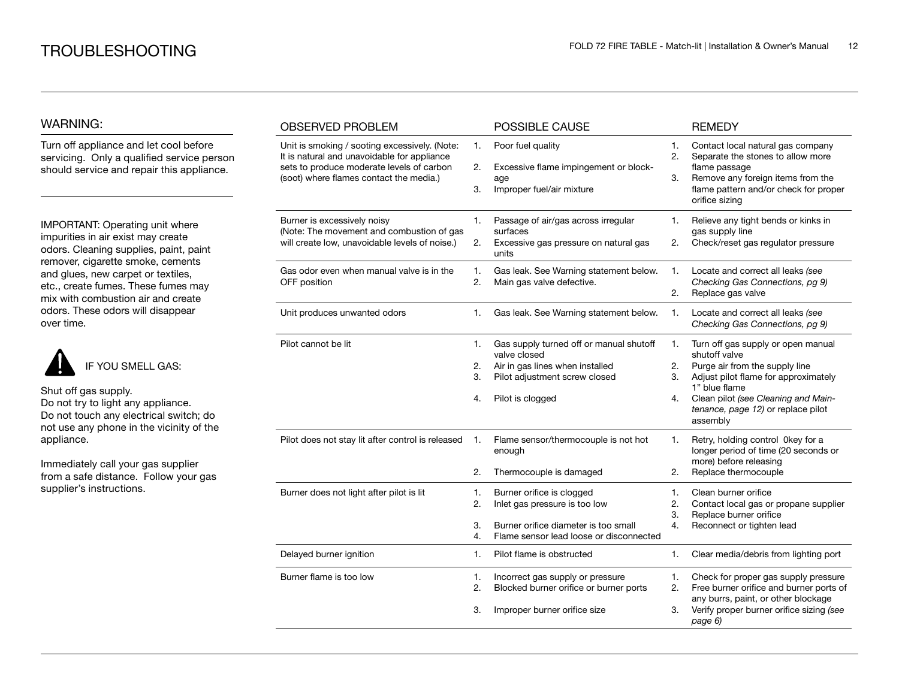# TROUBLESHOOTING

## WARNING:

Turn off appliance and let cool before servicing. Only a qualified service person should service and repair this appliance.

IMPORTANT: Operating unit where impurities in air exist may create odors. Cleaning supplies, paint, paint remover, cigarette smoke, cements and glues, new carpet or textiles, etc., create fumes. These fumes may mix with combustion air and create odors. These odors will disappear over time.

IF YOU SMELL GAS:

Shut off gas supply.
Do not try to light any appliance.
Do not touch any electrical switch; do not use any phone in the vicinity of the appliance.

Immediately call your gas supplier from a safe distance. Follow your gas supplier's instructions.

| OBSERVED PROBLEM | POSSIBLE CAUSE | REMEDY |
|---|---|---|
| Unit is smoking / sooting excessively. (Note: It is natural and unavoidable for appliance sets to produce moderate levels of carbon (soot) where flames contact the media.) | 1. Poor fuel quality<br>2. Excessive flame impingement or blockage<br>3. Improper fuel/air mixture | 1. Contact local natural gas company<br>2. Separate the stones to allow more flame passage<br>3. Remove any foreign items from the flame pattern and/or check for proper orifice sizing |
| Burner is excessively noisy (Note: The movement and combustion of gas will create low, unavoidable levels of noise.) | 1. Passage of air/gas across irregular surfaces<br>2. Excessive gas pressure on natural gas units | 1. Relieve any tight bends or kinks in gas supply line<br>2. Check/reset gas regulator pressure |
| Gas odor even when manual valve is in the OFF position | 1. Gas leak. See Warning statement below.<br>2. Main gas valve defective. | 1. Locate and correct all leaks *(see Checking Gas Connections, pg 9)*<br>2. Replace gas valve |
| Unit produces unwanted odors | 1. Gas leak. See Warning statement below. | 1. Locate and correct all leaks *(see Checking Gas Connections, pg 9)* |
| Pilot cannot be lit | 1. Gas supply turned off or manual shutoff valve closed<br>2. Air in gas lines when installed<br>3. Pilot adjustment screw closed<br>4. Pilot is clogged | 1. Turn off gas supply or open manual shutoff valve<br>2. Purge air from the supply line<br>3. Adjust pilot flame for approximately 1" blue flame<br>4. Clean pilot *(see Cleaning and Maintenance, page 12)* or replace pilot assembly |
| Pilot does not stay lit after control is released | 1. Flame sensor/thermocouple is not hot enough<br>2. Thermocouple is damaged | 1. Retry, holding control 0key for a longer period of time (20 seconds or more) before releasing<br>2. Replace thermocouple |
| Burner does not light after pilot is lit | 1. Burner orifice is clogged<br>2. Inlet gas pressure is too low<br>3. Burner orifice diameter is too small<br>4. Flame sensor lead loose or disconnected | 1. Clean burner orifice<br>2. Contact local gas or propane supplier<br>3. Replace burner orifice<br>4. Reconnect or tighten lead |
| Delayed burner ignition | 1. Pilot flame is obstructed | 1. Clear media/debris from lighting port |
| Burner flame is too low | 1. Incorrect gas supply or pressure<br>2. Blocked burner orifice or burner ports<br>3. Improper burner orifice size | 1. Check for proper gas supply pressure<br>2. Free burner orifice and burner ports of any burrs, paint, or other blockage<br>3. Verify proper burner orifice sizing *(see page 6)* |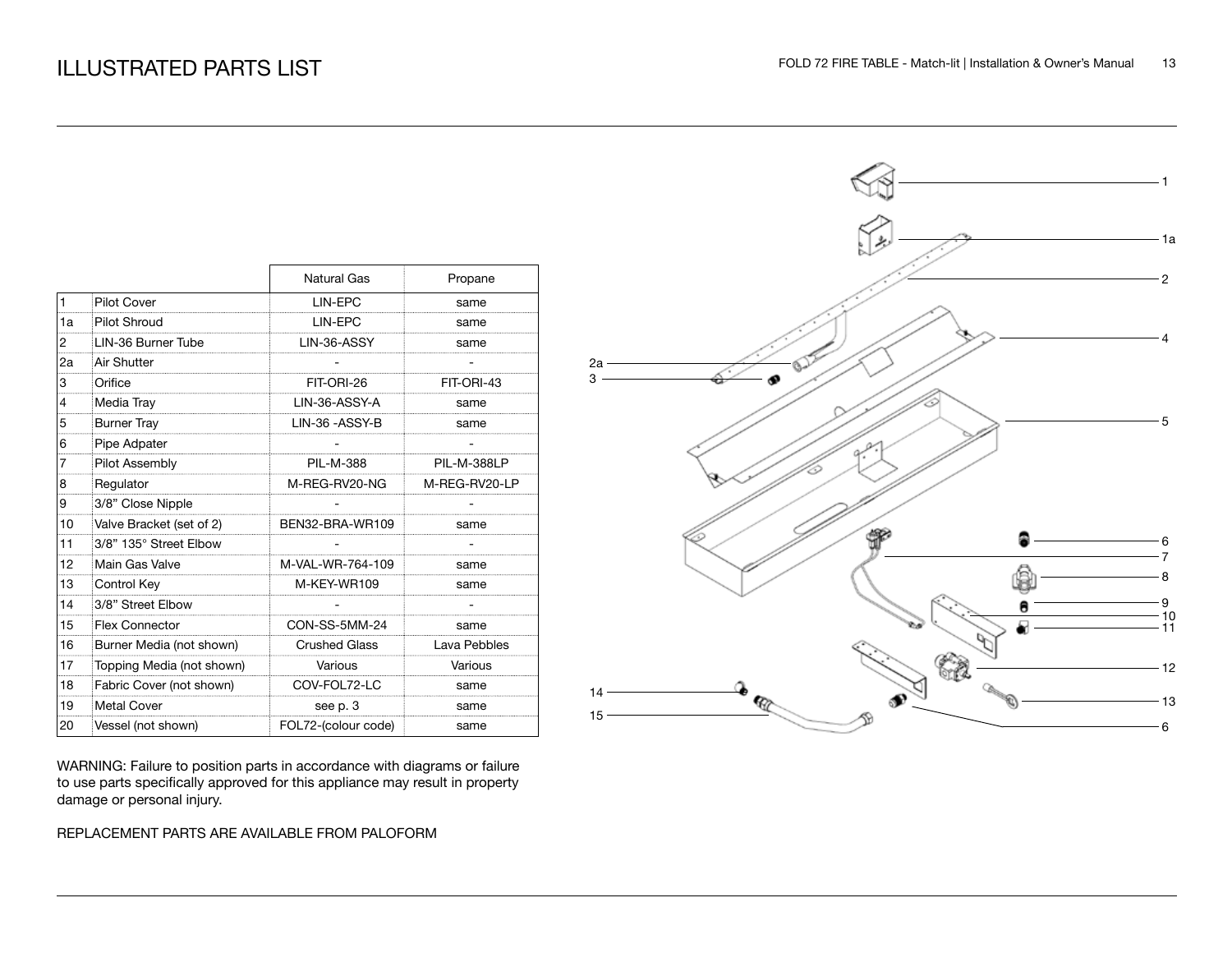# ILLUSTRATED PARTS LIST

| | | Natural Gas | Propane |
|---|---|---|---|
| 1 | Pilot Cover | LIN-EPC | same |
| 1a | Pilot Shroud | LIN-EPC | same |
| 2 | LIN-36 Burner Tube | LIN-36-ASSY | same |
| 2a | Air Shutter | - | - |
| 3 | Orifice | FIT-ORI-26 | FIT-ORI-43 |
| 4 | Media Tray | LIN-36-ASSY-A | same |
| 5 | Burner Tray | LIN-36 -ASSY-B | same |
| 6 | Pipe Adpater | - | - |
| 7 | Pilot Assembly | PIL-M-388 | PIL-M-388LP |
| 8 | Regulator | M-REG-RV20-NG | M-REG-RV20-LP |
| 9 | 3/8" Close Nipple | - | - |
| 10 | Valve Bracket (set of 2) | BEN32-BRA-WR109 | same |
| 11 | 3/8" 135° Street Elbow | - | - |
| 12 | Main Gas Valve | M-VAL-WR-764-109 | same |
| 13 | Control Key | M-KEY-WR109 | same |
| 14 | 3/8" Street Elbow | - | - |
| 15 | Flex Connector | CON-SS-5MM-24 | same |
| 16 | Burner Media (not shown) | Crushed Glass | Lava Pebbles |
| 17 | Topping Media (not shown) | Various | Various |
| 18 | Fabric Cover (not shown) | COV-FOL72-LC | same |
| 19 | Metal Cover | see p. 3 | same |
| 20 | Vessel (not shown) | FOL72-(colour code) | same |

WARNING: Failure to position parts in accordance with diagrams or failure to use parts specifically approved for this appliance may result in property damage or personal injury.

REPLACEMENT PARTS ARE AVAILABLE FROM PALOFORM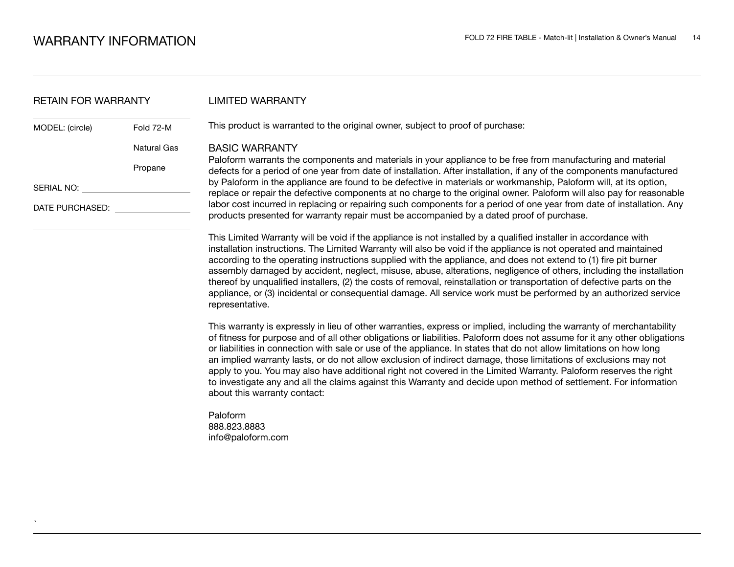# WARRANTY INFORMATION

## RETAIN FOR WARRANTY

| | |
|---|---|
| MODEL: (circle) | Fold 72-M |
| | Natural Gas |
| | Propane |
| SERIAL NO: | |
| DATE PURCHASED: | |

## LIMITED WARRANTY

This product is warranted to the original owner, subject to proof of purchase:

### BASIC WARRANTY

Paloform warrants the components and materials in your appliance to be free from manufacturing and material defects for a period of one year from date of installation. After installation, if any of the components manufactured by Paloform in the appliance are found to be defective in materials or workmanship, Paloform will, at its option, replace or repair the defective components at no charge to the original owner. Paloform will also pay for reasonable labor cost incurred in replacing or repairing such components for a period of one year from date of installation. Any products presented for warranty repair must be accompanied by a dated proof of purchase.

This Limited Warranty will be void if the appliance is not installed by a qualified installer in accordance with installation instructions. The Limited Warranty will also be void if the appliance is not operated and maintained according to the operating instructions supplied with the appliance, and does not extend to (1) fire pit burner assembly damaged by accident, neglect, misuse, abuse, alterations, negligence of others, including the installation thereof by unqualified installers, (2) the costs of removal, reinstallation or transportation of defective parts on the appliance, or (3) incidental or consequential damage. All service work must be performed by an authorized service representative.

This warranty is expressly in lieu of other warranties, express or implied, including the warranty of merchantability of fitness for purpose and of all other obligations or liabilities. Paloform does not assume for it any other obligations or liabilities in connection with sale or use of the appliance. In states that do not allow limitations on how long an implied warranty lasts, or do not allow exclusion of indirect damage, those limitations of exclusions may not apply to you. You may also have additional right not covered in the Limited Warranty. Paloform reserves the right to investigate any and all the claims against this Warranty and decide upon method of settlement. For information about this warranty contact:

Paloform
888.823.8883
info@paloform.com